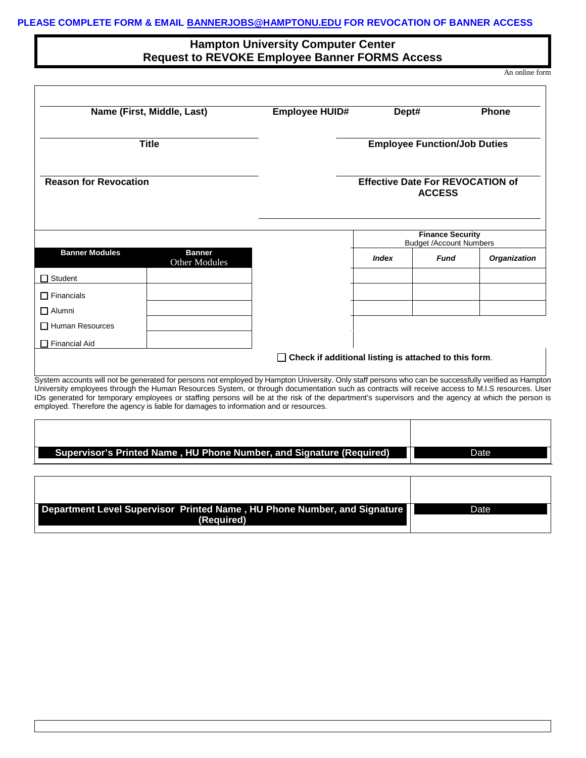**PLEASE COMPLETE FORM & EMAIL [BANNERJOBS@HAMPTONU.EDU](mailto:BANNERJOBS@HAMPTONU.EDU) FOR REVOCATION OF BANNER ACCESS**

# Hampton University Computer Center
## Request to REVOKE Employee Banner FORMS Access

An online form

| Name (First, Middle, Last) | Employee HUID# | Dept# | Phone |
|---|---|---|---|
| | | | |

| Title | Employee Function/Job Duties |
|---|---|
| | |

| Reason for Revocation | Effective Date For REVOCATION of ACCESS |
|---|---|
| | |

| Banner Modules | Banner Other Modules |
|---|---|
| ☐ Student | |
| ☐ Financials | |
| ☐ Alumni | |
| ☐ Human Resources | |
| ☐ Financial Aid | |

| Finance Security Budget /Account Numbers | | |
|---|---|---|
| ***Index*** | ***Fund*** | ***Organization*** |
| | | |
| | | |
| | | |

☐ **Check if additional listing is attached to this form**.

System accounts will not be generated for persons not employed by Hampton University. Only staff persons who can be successfully verified as Hampton University employees through the Human Resources System, or through documentation such as contracts will receive access to M.I.S resources. User IDs generated for temporary employees or staffing persons will be at the risk of the department's supervisors and the agency at which the person is employed. Therefore the agency is liable for damages to information and or resources.

| Supervisor's Printed Name , HU Phone Number, and Signature (Required) | Date |
|---|---|
| | |

| Department Level Supervisor Printed Name , HU Phone Number, and Signature (Required) | Date |
|---|---|
| | |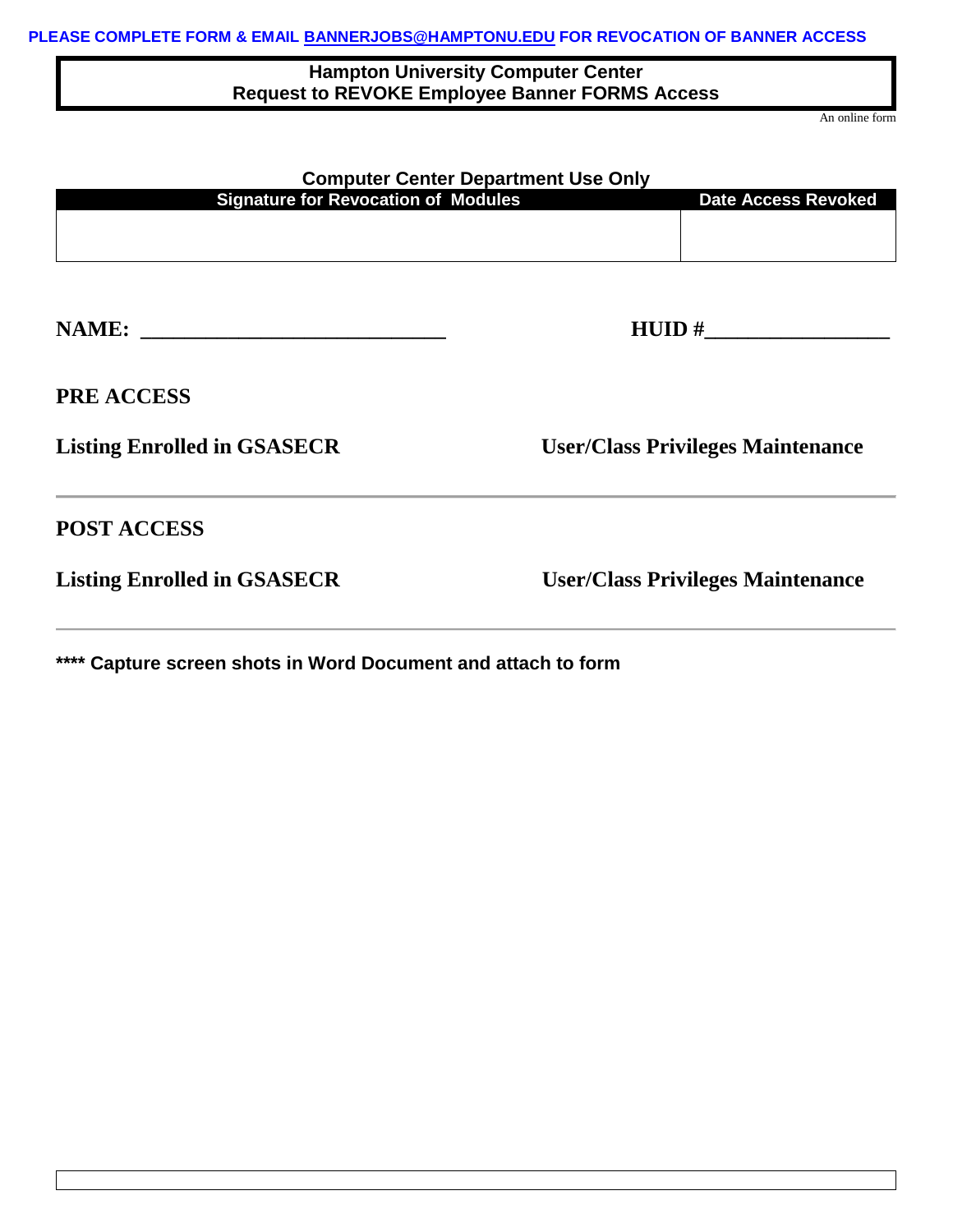PLEASE COMPLETE FORM & EMAIL BANNERJOBS@HAMPTONU.EDU FOR REVOCATION OF BANNER ACCESS

# Hampton University Computer Center
## Request to REVOKE Employee Banner FORMS Access

An online form

**Computer Center Department Use Only**

| Signature for Revocation of Modules | Date Access Revoked |
| --- | --- |
| | |

**NAME:** ____________________________ **HUID #**_________________

**PRE ACCESS**

**Listing Enrolled in GSASECR** **User/Class Privileges Maintenance**

---

**POST ACCESS**

**Listing Enrolled in GSASECR** **User/Class Privileges Maintenance**

---

**\*\*\*\* Capture screen shots in Word Document and attach to form**